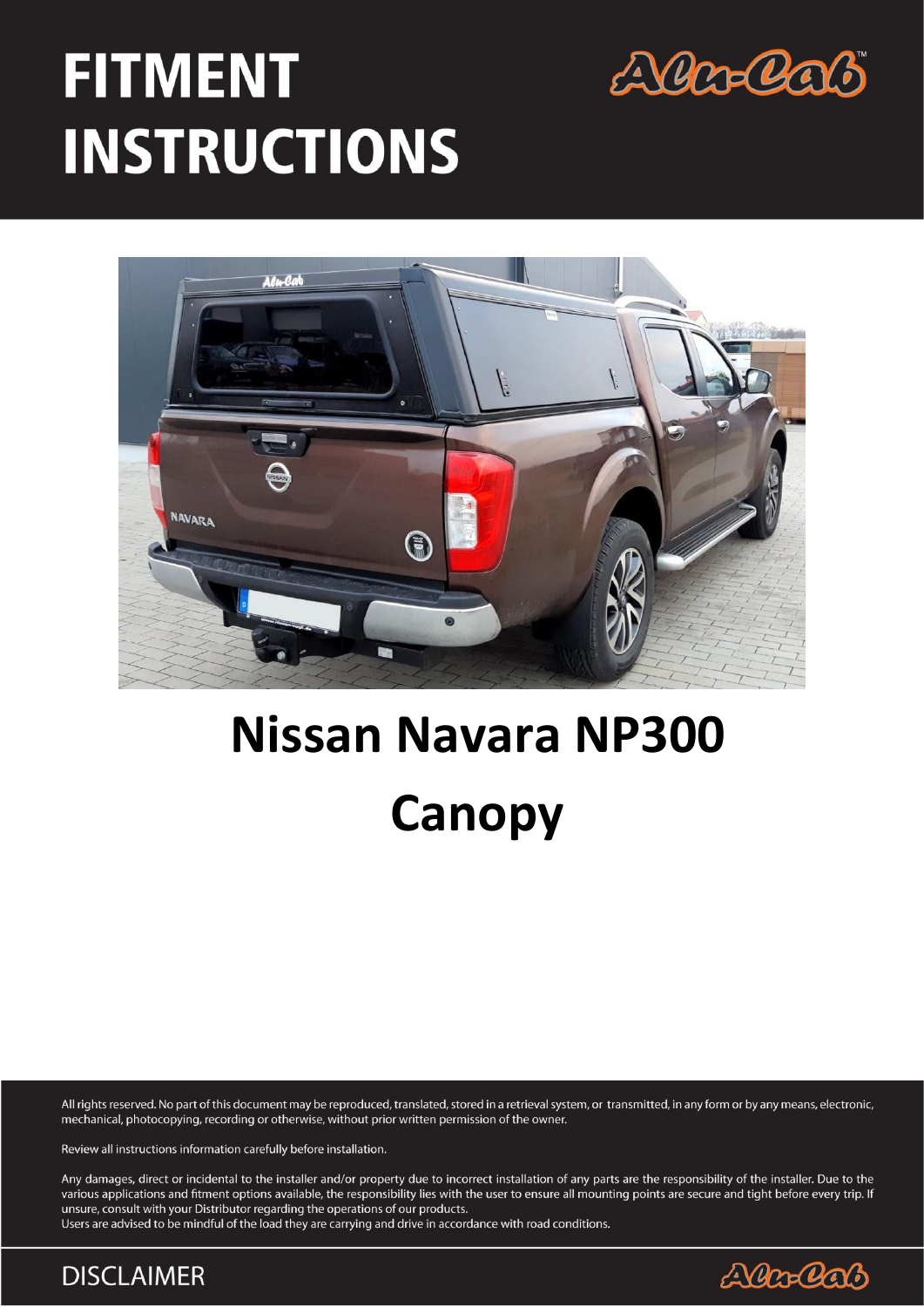# FITMENT INSTRUCTIONS

# Nissan Navara NP300

# Canopy

All rights reserved. No part of this document may be reproduced, translated, stored in a retrieval system, or transmitted, in any form or by any means, electronic, mechanical, photocopying, recording or otherwise, without prior written permission of the owner.

Review all instructions information carefully before installation.

Any damages, direct or incidental to the installer and/or property due to incorrect installation of any parts are the responsibility of the installer. Due to the various applications and fitment options available, the responsibility lies with the user to ensure all mounting points are secure and tight before every trip. If unsure, consult with your Distributor regarding the operations of our products.
Users are advised to be mindful of the load they are carrying and drive in accordance with road conditions.

DISCLAIMER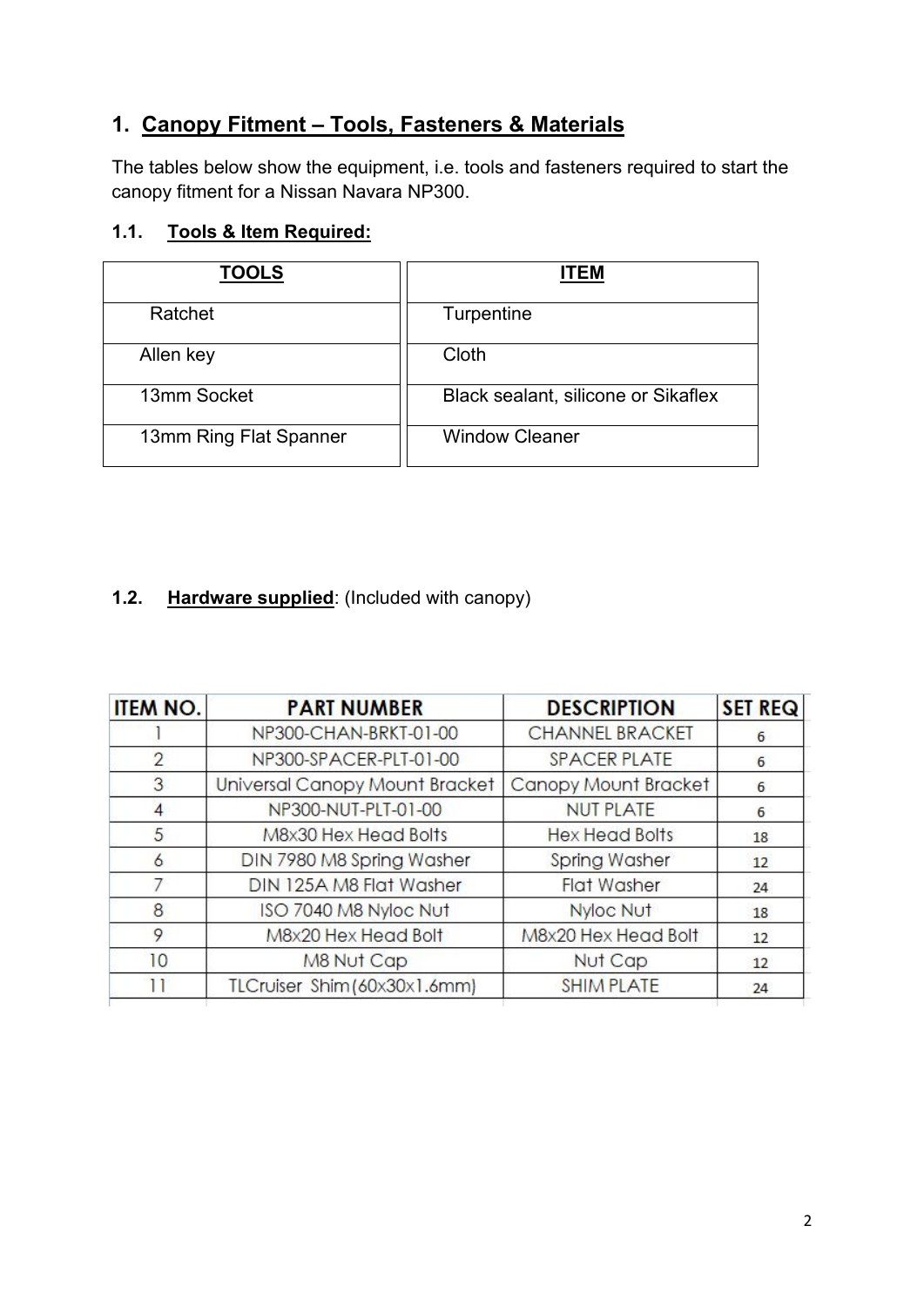## 1. Canopy Fitment – Tools, Fasteners & Materials

The tables below show the equipment, i.e. tools and fasteners required to start the canopy fitment for a Nissan Navara NP300.

### 1.1. Tools & Item Required:

| TOOLS |
|---|
| Ratchet |
| Allen key |
| 13mm Socket |
| 13mm Ring Flat Spanner |

| ITEM |
|---|
| Turpentine |
| Cloth |
| Black sealant, silicone or Sikaflex |
| Window Cleaner |

### 1.2. Hardware supplied: (Included with canopy)

| ITEM NO. | PART NUMBER | DESCRIPTION | SET REQ |
|---|---|---|---|
| 1 | NP300-CHAN-BRKT-01-00 | CHANNEL BRACKET | 6 |
| 2 | NP300-SPACER-PLT-01-00 | SPACER PLATE | 6 |
| 3 | Universal Canopy Mount Bracket | Canopy Mount Bracket | 6 |
| 4 | NP300-NUT-PLT-01-00 | NUT PLATE | 6 |
| 5 | M8x30 Hex Head Bolts | Hex Head Bolts | 18 |
| 6 | DIN 7980 M8 Spring Washer | Spring Washer | 12 |
| 7 | DIN 125A M8 Flat Washer | Flat Washer | 24 |
| 8 | ISO 7040 M8 Nyloc Nut | Nyloc Nut | 18 |
| 9 | M8x20 Hex Head Bolt | M8x20 Hex Head Bolt | 12 |
| 10 | M8 Nut Cap | Nut Cap | 12 |
| 11 | TLCruiser Shim(60x30x1.6mm) | SHIM PLATE | 24 |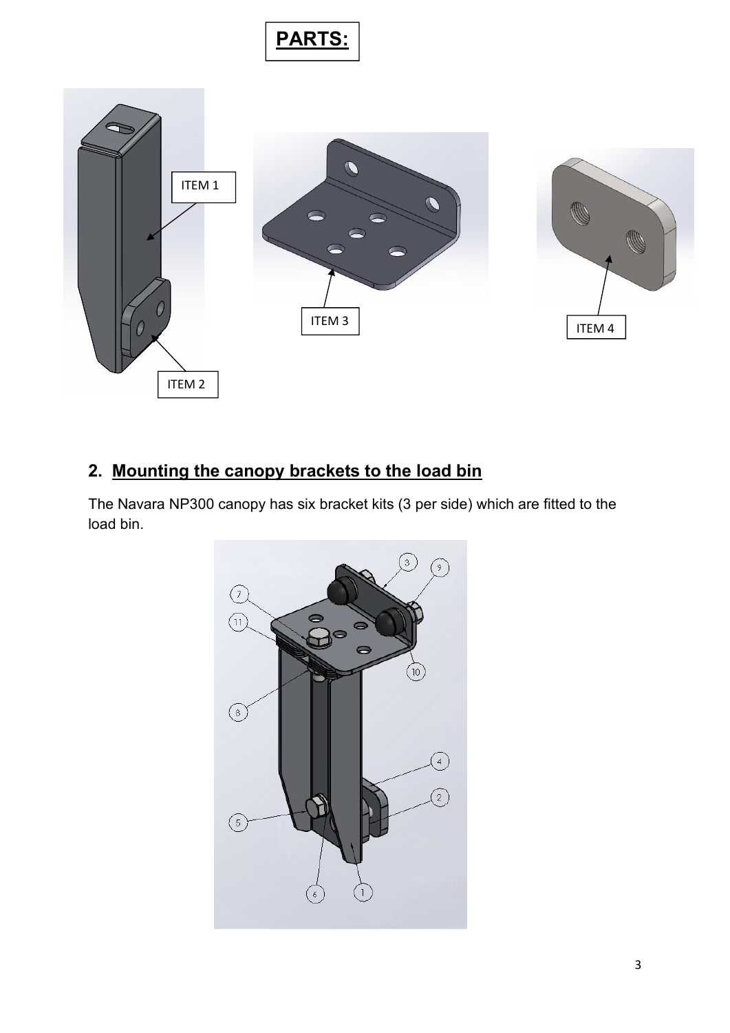**PARTS:**

ITEM 1

ITEM 2

ITEM 3

ITEM 4

## 2. Mounting the canopy brackets to the load bin

The Navara NP300 canopy has six bracket kits (3 per side) which are fitted to the load bin.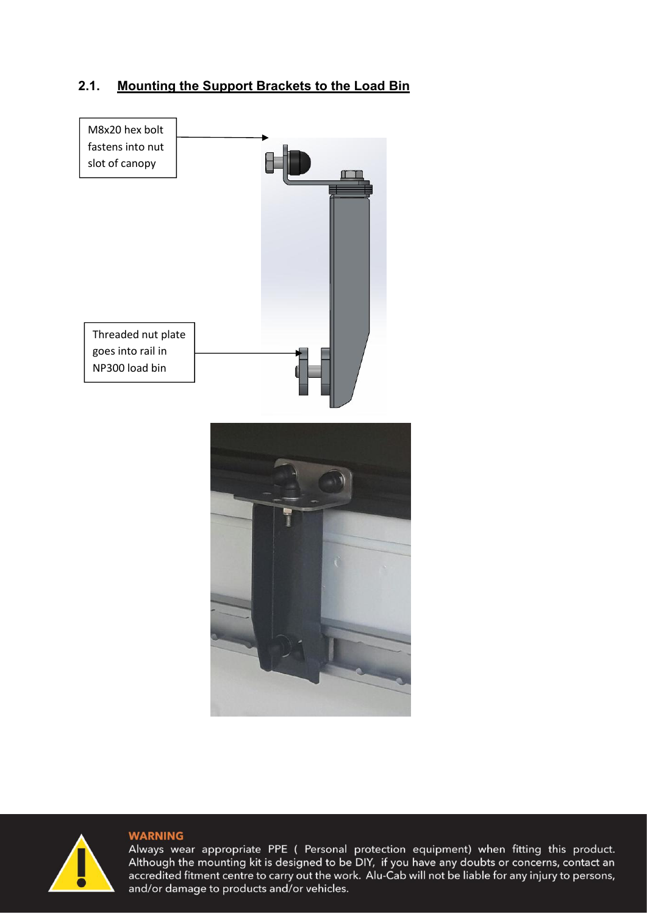## 2.1. Mounting the Support Brackets to the Load Bin

M8x20 hex bolt fastens into nut slot of canopy

Threaded nut plate goes into rail in NP300 load bin

**WARNING**

Always wear appropriate PPE ( Personal protection equipment) when fitting this product. Although the mounting kit is designed to be DIY, if you have any doubts or concerns, contact an accredited fitment centre to carry out the work. Alu-Cab will not be liable for any injury to persons, and/or damage to products and/or vehicles.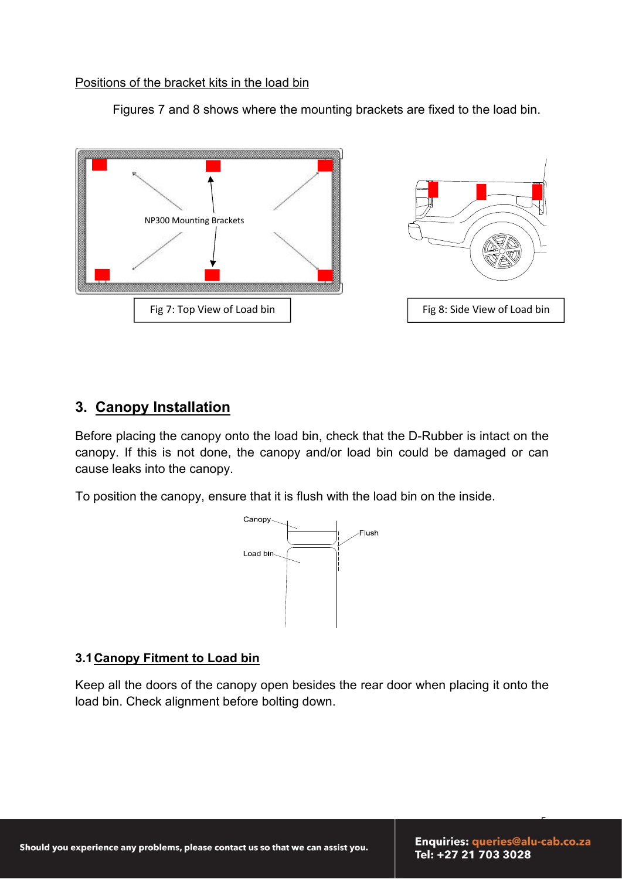Positions of the bracket kits in the load bin

Figures 7 and 8 shows where the mounting brackets are fixed to the load bin.

NP300 Mounting Brackets

Fig 7: Top View of Load bin

Fig 8: Side View of Load bin

## 3. Canopy Installation

Before placing the canopy onto the load bin, check that the D-Rubber is intact on the canopy. If this is not done, the canopy and/or load bin could be damaged or can cause leaks into the canopy.

To position the canopy, ensure that it is flush with the load bin on the inside.

Canopy

Flush

Load bin

### 3.1 Canopy Fitment to Load bin

Keep all the doors of the canopy open besides the rear door when placing it onto the load bin. Check alignment before bolting down.

**Should you experience any problems, please contact us so that we can assist you.**

**Enquiries: queries@alu-cab.co.za**
**Tel: +27 21 703 3028**